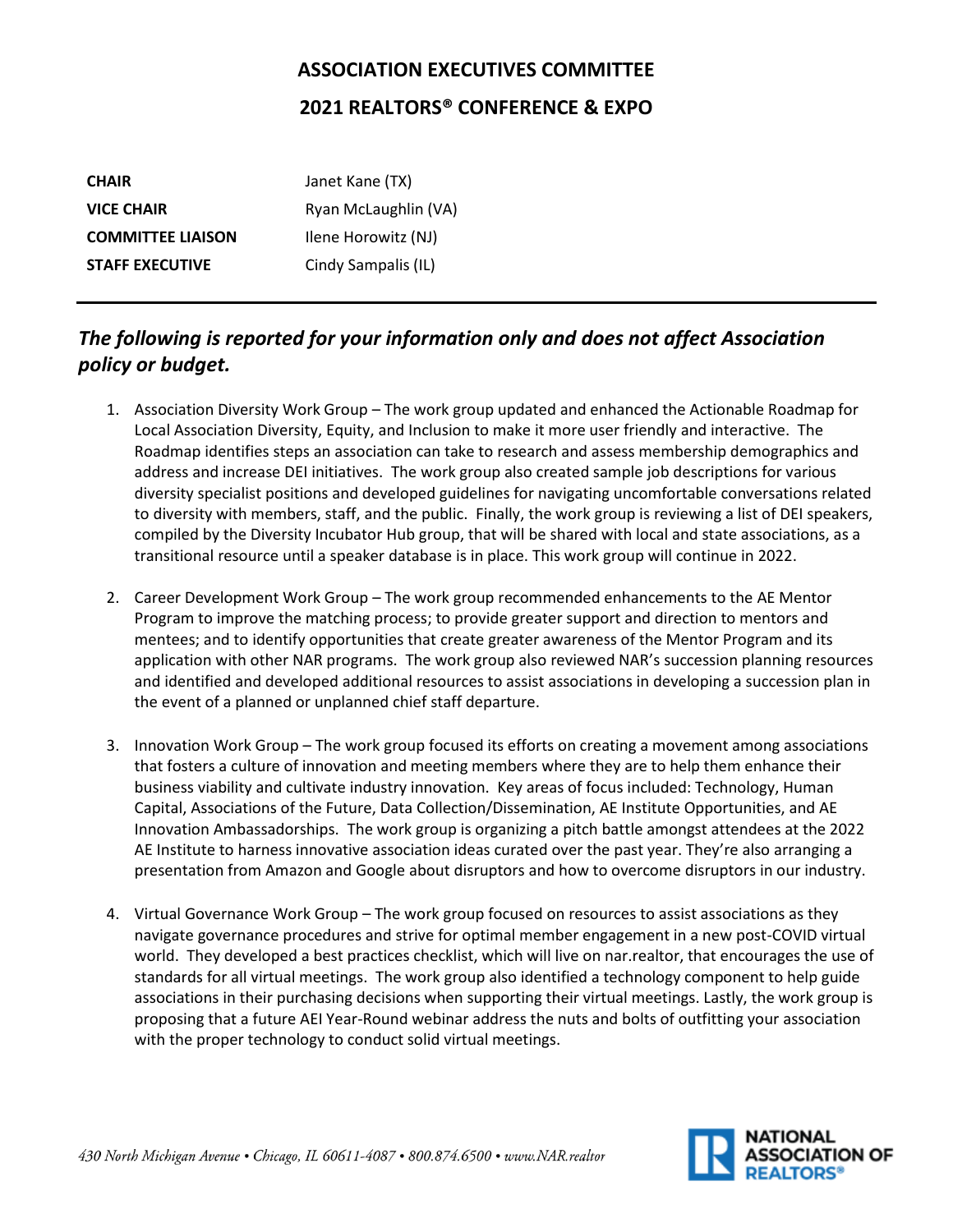# ASSOCIATION EXECUTIVES COMMITTEE

## 2021 REALTORS® CONFERENCE & EXPO

| | |
|---|---|
| **CHAIR** | Janet Kane (TX) |
| **VICE CHAIR** | Ryan McLaughlin (VA) |
| **COMMITTEE LIAISON** | Ilene Horowitz (NJ) |
| **STAFF EXECUTIVE** | Cindy Sampalis (IL) |

---

***The following is reported for your information only and does not affect Association policy or budget.***

1. Association Diversity Work Group – The work group updated and enhanced the Actionable Roadmap for Local Association Diversity, Equity, and Inclusion to make it more user friendly and interactive. The Roadmap identifies steps an association can take to research and assess membership demographics and address and increase DEI initiatives. The work group also created sample job descriptions for various diversity specialist positions and developed guidelines for navigating uncomfortable conversations related to diversity with members, staff, and the public. Finally, the work group is reviewing a list of DEI speakers, compiled by the Diversity Incubator Hub group, that will be shared with local and state associations, as a transitional resource until a speaker database is in place. This work group will continue in 2022.

2. Career Development Work Group – The work group recommended enhancements to the AE Mentor Program to improve the matching process; to provide greater support and direction to mentors and mentees; and to identify opportunities that create greater awareness of the Mentor Program and its application with other NAR programs. The work group also reviewed NAR's succession planning resources and identified and developed additional resources to assist associations in developing a succession plan in the event of a planned or unplanned chief staff departure.

3. Innovation Work Group – The work group focused its efforts on creating a movement among associations that fosters a culture of innovation and meeting members where they are to help them enhance their business viability and cultivate industry innovation. Key areas of focus included: Technology, Human Capital, Associations of the Future, Data Collection/Dissemination, AE Institute Opportunities, and AE Innovation Ambassadorships. The work group is organizing a pitch battle amongst attendees at the 2022 AE Institute to harness innovative association ideas curated over the past year. They're also arranging a presentation from Amazon and Google about disruptors and how to overcome disruptors in our industry.

4. Virtual Governance Work Group – The work group focused on resources to assist associations as they navigate governance procedures and strive for optimal member engagement in a new post-COVID virtual world. They developed a best practices checklist, which will live on nar.realtor, that encourages the use of standards for all virtual meetings. The work group also identified a technology component to help guide associations in their purchasing decisions when supporting their virtual meetings. Lastly, the work group is proposing that a future AEI Year-Round webinar address the nuts and bolts of outfitting your association with the proper technology to conduct solid virtual meetings.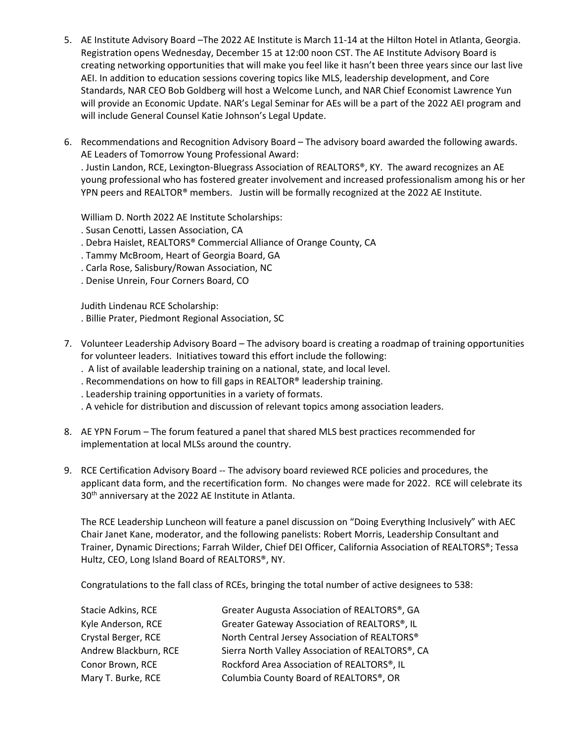5. AE Institute Advisory Board –The 2022 AE Institute is March 11-14 at the Hilton Hotel in Atlanta, Georgia. Registration opens Wednesday, December 15 at 12:00 noon CST. The AE Institute Advisory Board is creating networking opportunities that will make you feel like it hasn't been three years since our last live AEI. In addition to education sessions covering topics like MLS, leadership development, and Core Standards, NAR CEO Bob Goldberg will host a Welcome Lunch, and NAR Chief Economist Lawrence Yun will provide an Economic Update. NAR's Legal Seminar for AEs will be a part of the 2022 AEI program and will include General Counsel Katie Johnson's Legal Update.

6. Recommendations and Recognition Advisory Board – The advisory board awarded the following awards.
   AE Leaders of Tomorrow Young Professional Award:
   . Justin Landon, RCE, Lexington-Bluegrass Association of REALTORS®, KY. The award recognizes an AE young professional who has fostered greater involvement and increased professionalism among his or her YPN peers and REALTOR® members. Justin will be formally recognized at the 2022 AE Institute.

   William D. North 2022 AE Institute Scholarships:
   . Susan Cenotti, Lassen Association, CA
   . Debra Haislet, REALTORS® Commercial Alliance of Orange County, CA
   . Tammy McBroom, Heart of Georgia Board, GA
   . Carla Rose, Salisbury/Rowan Association, NC
   . Denise Unrein, Four Corners Board, CO

   Judith Lindenau RCE Scholarship:
   . Billie Prater, Piedmont Regional Association, SC

7. Volunteer Leadership Advisory Board – The advisory board is creating a roadmap of training opportunities for volunteer leaders. Initiatives toward this effort include the following:
   . A list of available leadership training on a national, state, and local level.
   . Recommendations on how to fill gaps in REALTOR® leadership training.
   . Leadership training opportunities in a variety of formats.
   . A vehicle for distribution and discussion of relevant topics among association leaders.

8. AE YPN Forum – The forum featured a panel that shared MLS best practices recommended for implementation at local MLSs around the country.

9. RCE Certification Advisory Board -- The advisory board reviewed RCE policies and procedures, the applicant data form, and the recertification form. No changes were made for 2022. RCE will celebrate its 30th anniversary at the 2022 AE Institute in Atlanta.

   The RCE Leadership Luncheon will feature a panel discussion on "Doing Everything Inclusively" with AEC Chair Janet Kane, moderator, and the following panelists: Robert Morris, Leadership Consultant and Trainer, Dynamic Directions; Farrah Wilder, Chief DEI Officer, California Association of REALTORS®; Tessa Hultz, CEO, Long Island Board of REALTORS®, NY.

   Congratulations to the fall class of RCEs, bringing the total number of active designees to 538:

   | | |
   |---|---|
   | Stacie Adkins, RCE | Greater Augusta Association of REALTORS®, GA |
   | Kyle Anderson, RCE | Greater Gateway Association of REALTORS®, IL |
   | Crystal Berger, RCE | North Central Jersey Association of REALTORS® |
   | Andrew Blackburn, RCE | Sierra North Valley Association of REALTORS®, CA |
   | Conor Brown, RCE | Rockford Area Association of REALTORS®, IL |
   | Mary T. Burke, RCE | Columbia County Board of REALTORS®, OR |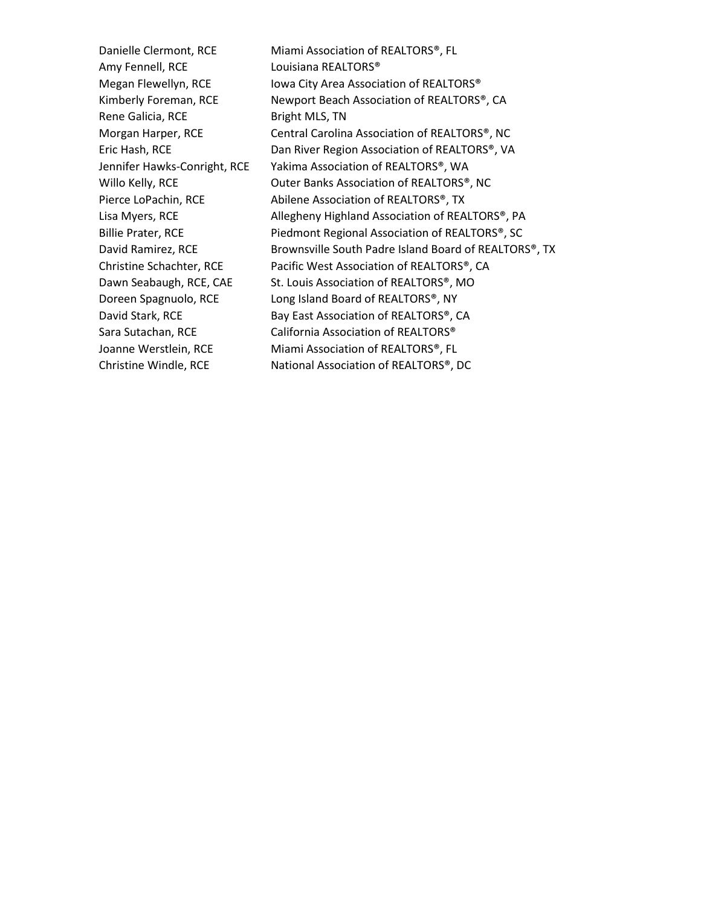| | |
|---|---|
| Danielle Clermont, RCE | Miami Association of REALTORS®, FL |
| Amy Fennell, RCE | Louisiana REALTORS® |
| Megan Flewellyn, RCE | Iowa City Area Association of REALTORS® |
| Kimberly Foreman, RCE | Newport Beach Association of REALTORS®, CA |
| Rene Galicia, RCE | Bright MLS, TN |
| Morgan Harper, RCE | Central Carolina Association of REALTORS®, NC |
| Eric Hash, RCE | Dan River Region Association of REALTORS®, VA |
| Jennifer Hawks-Conright, RCE | Yakima Association of REALTORS®, WA |
| Willo Kelly, RCE | Outer Banks Association of REALTORS®, NC |
| Pierce LoPachin, RCE | Abilene Association of REALTORS®, TX |
| Lisa Myers, RCE | Allegheny Highland Association of REALTORS®, PA |
| Billie Prater, RCE | Piedmont Regional Association of REALTORS®, SC |
| David Ramirez, RCE | Brownsville South Padre Island Board of REALTORS®, TX |
| Christine Schachter, RCE | Pacific West Association of REALTORS®, CA |
| Dawn Seabaugh, RCE, CAE | St. Louis Association of REALTORS®, MO |
| Doreen Spagnuolo, RCE | Long Island Board of REALTORS®, NY |
| David Stark, RCE | Bay East Association of REALTORS®, CA |
| Sara Sutachan, RCE | California Association of REALTORS® |
| Joanne Werstlein, RCE | Miami Association of REALTORS®, FL |
| Christine Windle, RCE | National Association of REALTORS®, DC |